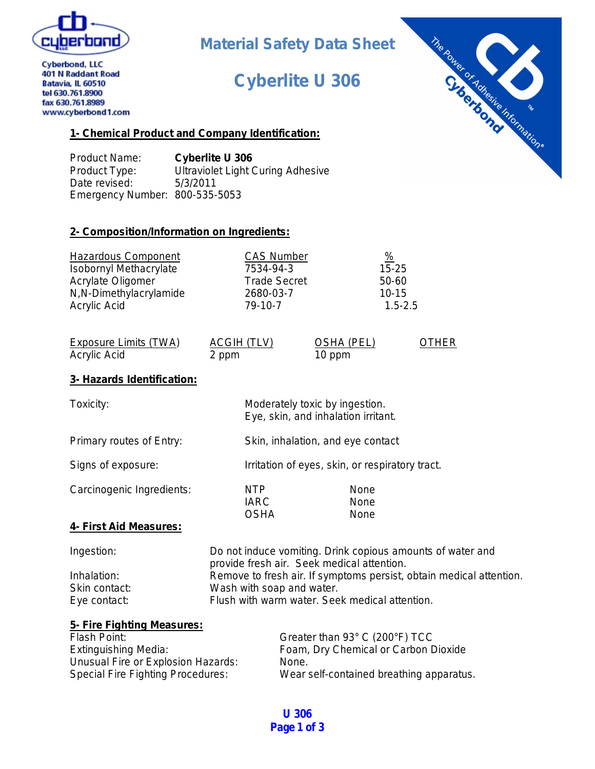Cyberbond, LLC
401 N Raddant Road
Batavia, IL 60510
tel 630.761.8900
fax 630.761.8989
www.cyberbond1.com

# Material Safety Data Sheet

# Cyberlite U 306

## 1- Chemical Product and Company Identification:

Product Name: **Cyberlite U 306**
Product Type: Ultraviolet Light Curing Adhesive
Date revised: 5/3/2011
Emergency Number: 800-535-5053

## 2- Composition/Information on Ingredients:

| Hazardous Component | CAS Number | % |
|---|---|---|
| Isobornyl Methacrylate | 7534-94-3 | 15-25 |
| Acrylate Oligomer | Trade Secret | 50-60 |
| N,N-Dimethylacrylamide | 2680-03-7 | 10-15 |
| Acrylic Acid | 79-10-7 | 1.5-2.5 |

| Exposure Limits (TWA) | ACGIH (TLV) | OSHA (PEL) | OTHER |
|---|---|---|---|
| Acrylic Acid | 2 ppm | 10 ppm | |

## 3- Hazards Identification:

| | |
|---|---|
| Toxicity: | Moderately toxic by ingestion. Eye, skin, and inhalation irritant. |
| Primary routes of Entry: | Skin, inhalation, and eye contact |
| Signs of exposure: | Irritation of eyes, skin, or respiratory tract. |

Carcinogenic Ingredients:

| | |
|---|---|
| NTP | None |
| IARC | None |
| OSHA | None |

## 4- First Aid Measures:

| | |
|---|---|
| Ingestion: | Do not induce vomiting. Drink copious amounts of water and provide fresh air. Seek medical attention. |
| Inhalation: | Remove to fresh air. If symptoms persist, obtain medical attention. |
| Skin contact: | Wash with soap and water. |
| Eye contact: | Flush with warm water. Seek medical attention. |

## 5- Fire Fighting Measures:

| | |
|---|---|
| Flash Point: | Greater than 93° C (200°F) TCC |
| Extinguishing Media: | Foam, Dry Chemical or Carbon Dioxide |
| Unusual Fire or Explosion Hazards: | None. |
| Special Fire Fighting Procedures: | Wear self-contained breathing apparatus. |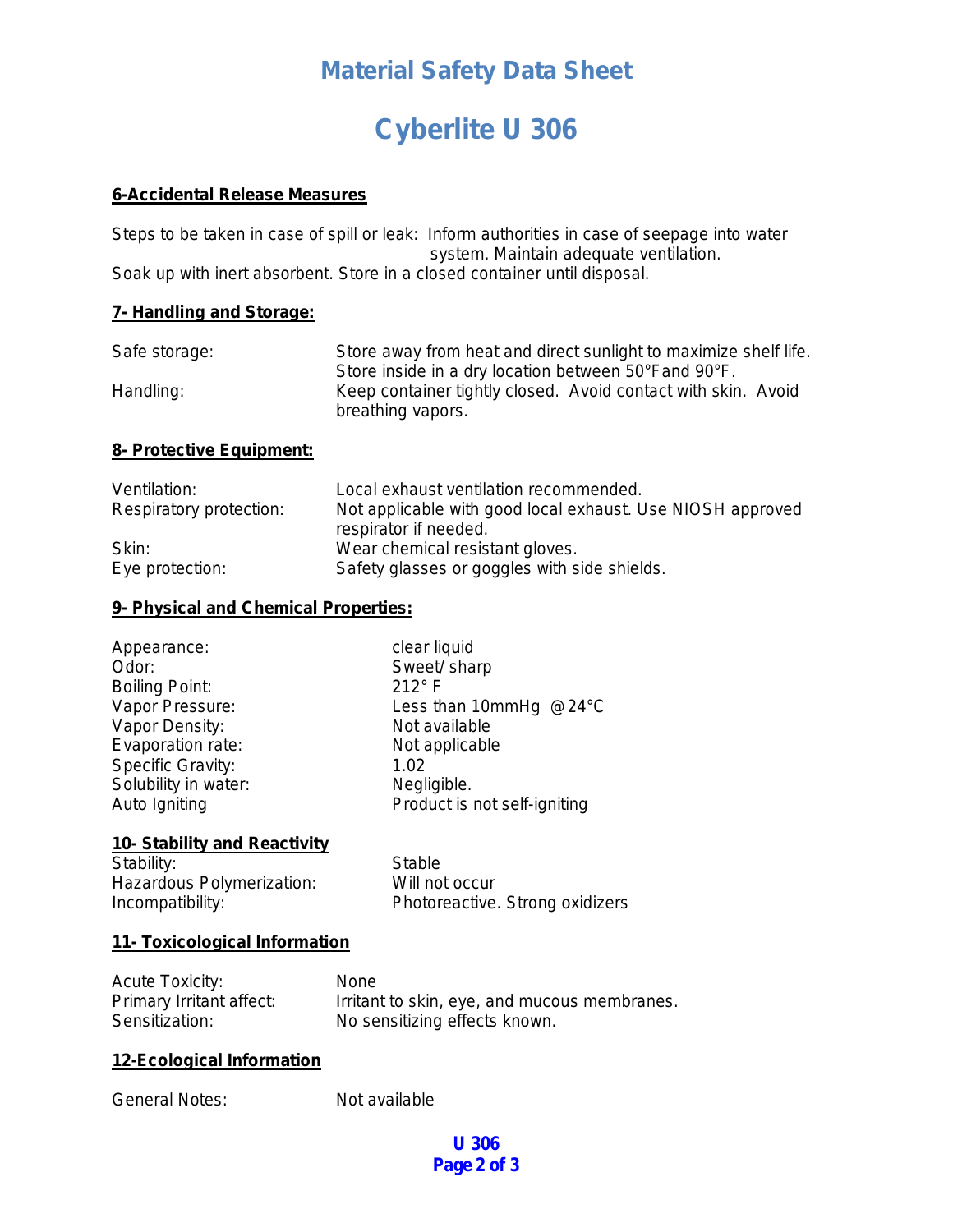# Material Safety Data Sheet

# Cyberlite U 306

## 6-Accidental Release Measures

Steps to be taken in case of spill or leak: Inform authorities in case of seepage into water system. Maintain adequate ventilation.
Soak up with inert absorbent. Store in a closed container until disposal.

## 7- Handling and Storage:

| | |
|---|---|
| Safe storage: | Store away from heat and direct sunlight to maximize shelf life. Store inside in a dry location between 50°F and 90°F. |
| Handling: | Keep container tightly closed. Avoid contact with skin. Avoid breathing vapors. |

## 8- Protective Equipment:

| | |
|---|---|
| Ventilation: | Local exhaust ventilation recommended. |
| Respiratory protection: | Not applicable with good local exhaust. Use NIOSH approved respirator if needed. |
| Skin: | Wear chemical resistant gloves. |
| Eye protection: | Safety glasses or goggles with side shields. |

## 9- Physical and Chemical Properties:

| | |
|---|---|
| Appearance: | clear liquid |
| Odor: | Sweet/ sharp |
| Boiling Point: | 212° F |
| Vapor Pressure: | Less than 10mmHg @24°C |
| Vapor Density: | Not available |
| Evaporation rate: | Not applicable |
| Specific Gravity: | 1.02 |
| Solubility in water: | Negligible. |
| Auto Igniting | Product is not self-igniting |

## 10- Stability and Reactivity

| | |
|---|---|
| Stability: | Stable |
| Hazardous Polymerization: | Will not occur |
| Incompatibility: | Photoreactive. Strong oxidizers |

## 11- Toxicological Information

| | |
|---|---|
| Acute Toxicity: | None |
| Primary Irritant affect: | Irritant to skin, eye, and mucous membranes. |
| Sensitization: | No sensitizing effects known. |

## 12-Ecological Information

| | |
|---|---|
| General Notes: | Not available |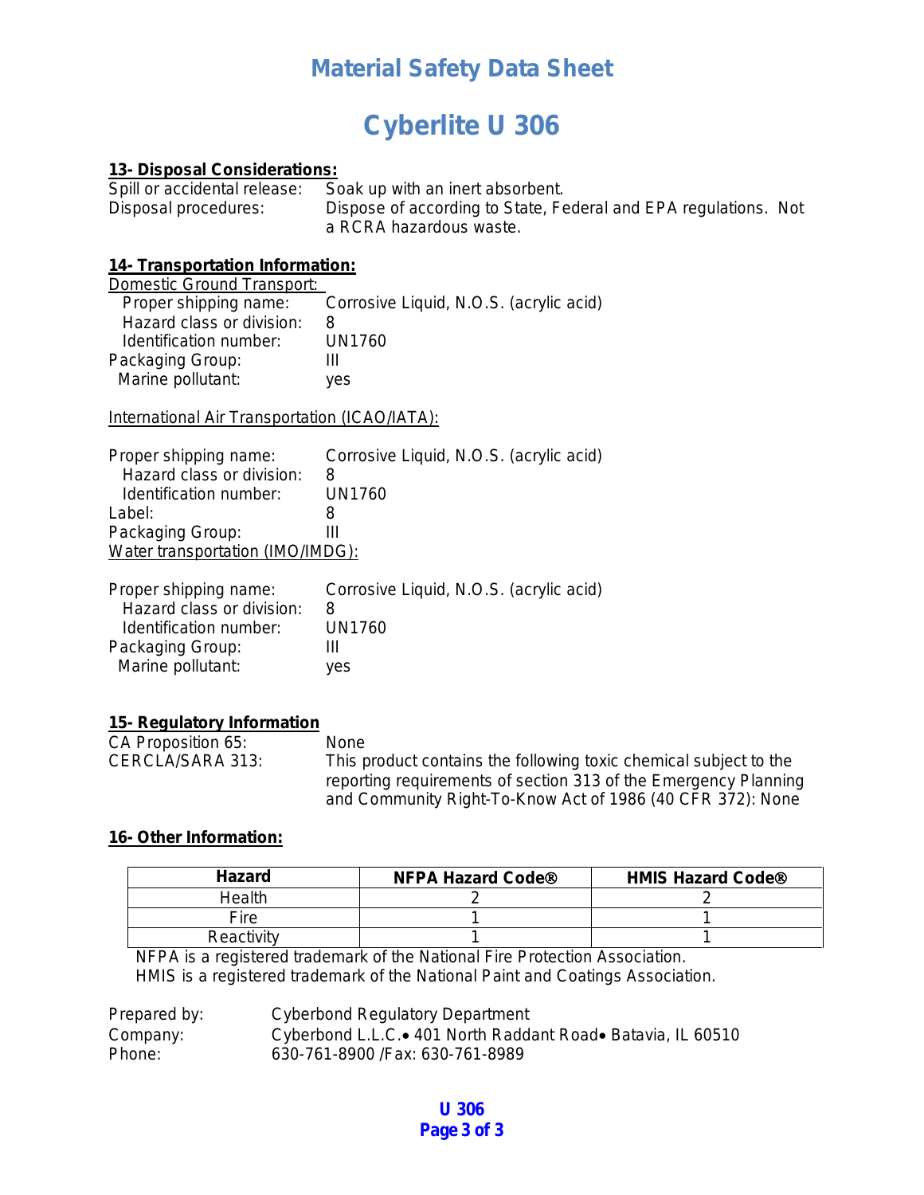# Material Safety Data Sheet

# Cyberlite U 306

**13- Disposal Considerations:**

Spill or accidental release: Soak up with an inert absorbent.

Disposal procedures: Dispose of according to State, Federal and EPA regulations. Not a RCRA hazardous waste.

**14- Transportation Information:**

Domestic Ground Transport:

Proper shipping name: Corrosive Liquid, N.O.S. (acrylic acid)
Hazard class or division: 8
Identification number: UN1760
Packaging Group: III
Marine pollutant: yes

International Air Transportation (ICAO/IATA):

Proper shipping name: Corrosive Liquid, N.O.S. (acrylic acid)
Hazard class or division: 8
Identification number: UN1760
Label: 8
Packaging Group: III

Water transportation (IMO/IMDG):

Proper shipping name: Corrosive Liquid, N.O.S. (acrylic acid)
Hazard class or division: 8
Identification number: UN1760
Packaging Group: III
Marine pollutant: yes

**15- Regulatory Information**

CA Proposition 65: None

CERCLA/SARA 313: This product contains the following toxic chemical subject to the reporting requirements of section 313 of the Emergency Planning and Community Right-To-Know Act of 1986 (40 CFR 372): None

**16- Other Information:**

| Hazard | NFPA Hazard Code® | HMIS Hazard Code® |
|---|---|---|
| Health | 2 | 2 |
| Fire | 1 | 1 |
| Reactivity | 1 | 1 |

NFPA is a registered trademark of the National Fire Protection Association.
HMIS is a registered trademark of the National Paint and Coatings Association.

Prepared by: Cyberbond Regulatory Department
Company: Cyberbond L.L.C.• 401 North Raddant Road• Batavia, IL 60510
Phone: 630-761-8900 /Fax: 630-761-8989